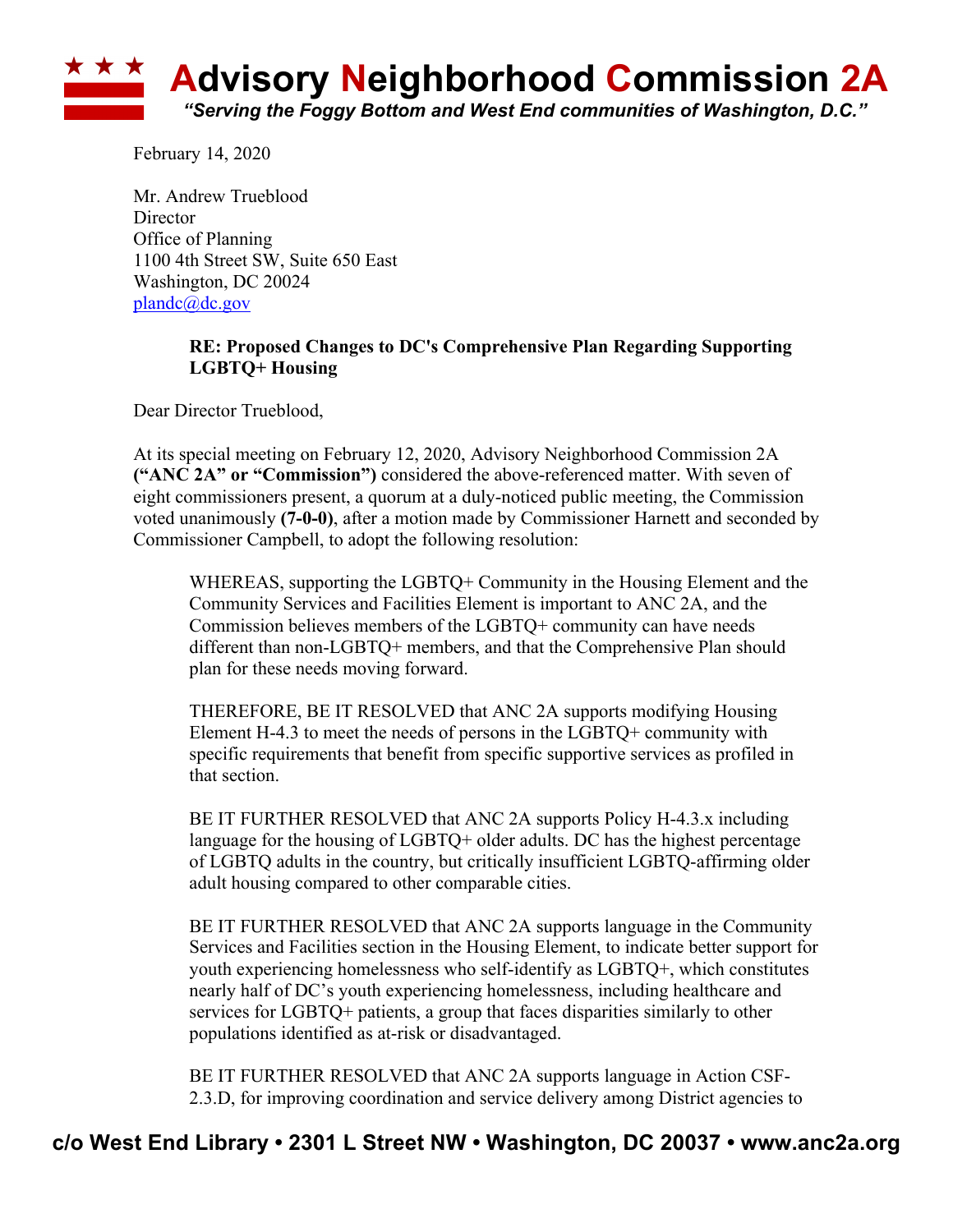# Advisory Neighborhood Commission 2A

*"Serving the Foggy Bottom and West End communities of Washington, D.C."*

February 14, 2020

Mr. Andrew Trueblood
Director
Office of Planning
1100 4th Street SW, Suite 650 East
Washington, DC 20024
plandc@dc.gov

**RE: Proposed Changes to DC's Comprehensive Plan Regarding Supporting LGBTQ+ Housing**

Dear Director Trueblood,

At its special meeting on February 12, 2020, Advisory Neighborhood Commission 2A **("ANC 2A" or "Commission")** considered the above-referenced matter. With seven of eight commissioners present, a quorum at a duly-noticed public meeting, the Commission voted unanimously **(7-0-0)**, after a motion made by Commissioner Harnett and seconded by Commissioner Campbell, to adopt the following resolution:

> WHEREAS, supporting the LGBTQ+ Community in the Housing Element and the Community Services and Facilities Element is important to ANC 2A, and the Commission believes members of the LGBTQ+ community can have needs different than non-LGBTQ+ members, and that the Comprehensive Plan should plan for these needs moving forward.
>
> THEREFORE, BE IT RESOLVED that ANC 2A supports modifying Housing Element H-4.3 to meet the needs of persons in the LGBTQ+ community with specific requirements that benefit from specific supportive services as profiled in that section.
>
> BE IT FURTHER RESOLVED that ANC 2A supports Policy H-4.3.x including language for the housing of LGBTQ+ older adults. DC has the highest percentage of LGBTQ adults in the country, but critically insufficient LGBTQ-affirming older adult housing compared to other comparable cities.
>
> BE IT FURTHER RESOLVED that ANC 2A supports language in the Community Services and Facilities section in the Housing Element, to indicate better support for youth experiencing homelessness who self-identify as LGBTQ+, which constitutes nearly half of DC's youth experiencing homelessness, including healthcare and services for LGBTQ+ patients, a group that faces disparities similarly to other populations identified as at-risk or disadvantaged.
>
> BE IT FURTHER RESOLVED that ANC 2A supports language in Action CSF-2.3.D, for improving coordination and service delivery among District agencies to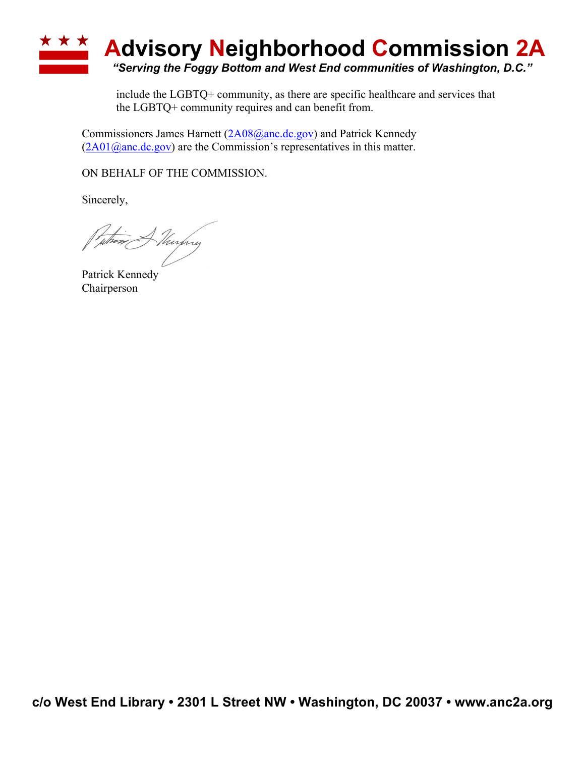include the LGBTQ+ community, as there are specific healthcare and services that the LGBTQ+ community requires and can benefit from.

Commissioners James Harnett (2A08@anc.dc.gov) and Patrick Kennedy (2A01@anc.dc.gov) are the Commission's representatives in this matter.

ON BEHALF OF THE COMMISSION.

Sincerely,

Patrick Kennedy
Chairperson